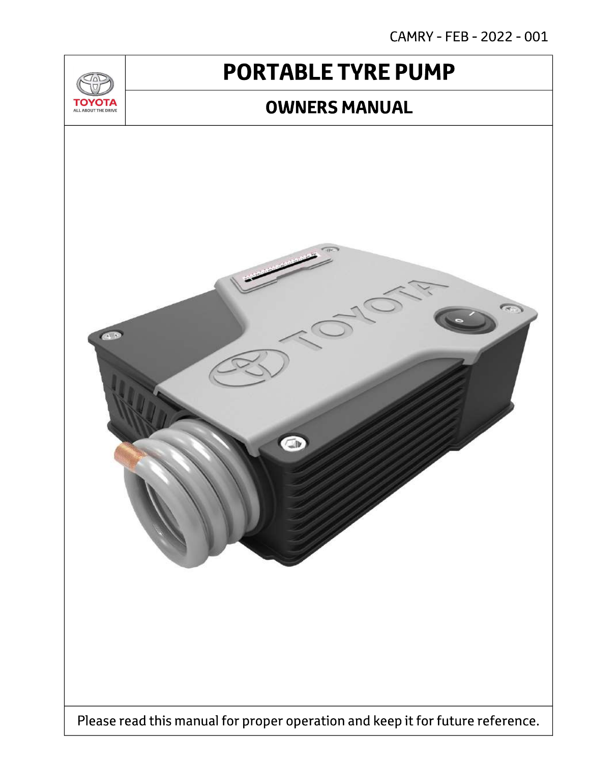CAMRY - FEB - 2022 - 001

TOYOTA
ALL ABOUT THE DRIVE

# PORTABLE TYRE PUMP

## OWNERS MANUAL

Please read this manual for proper operation and keep it for future reference.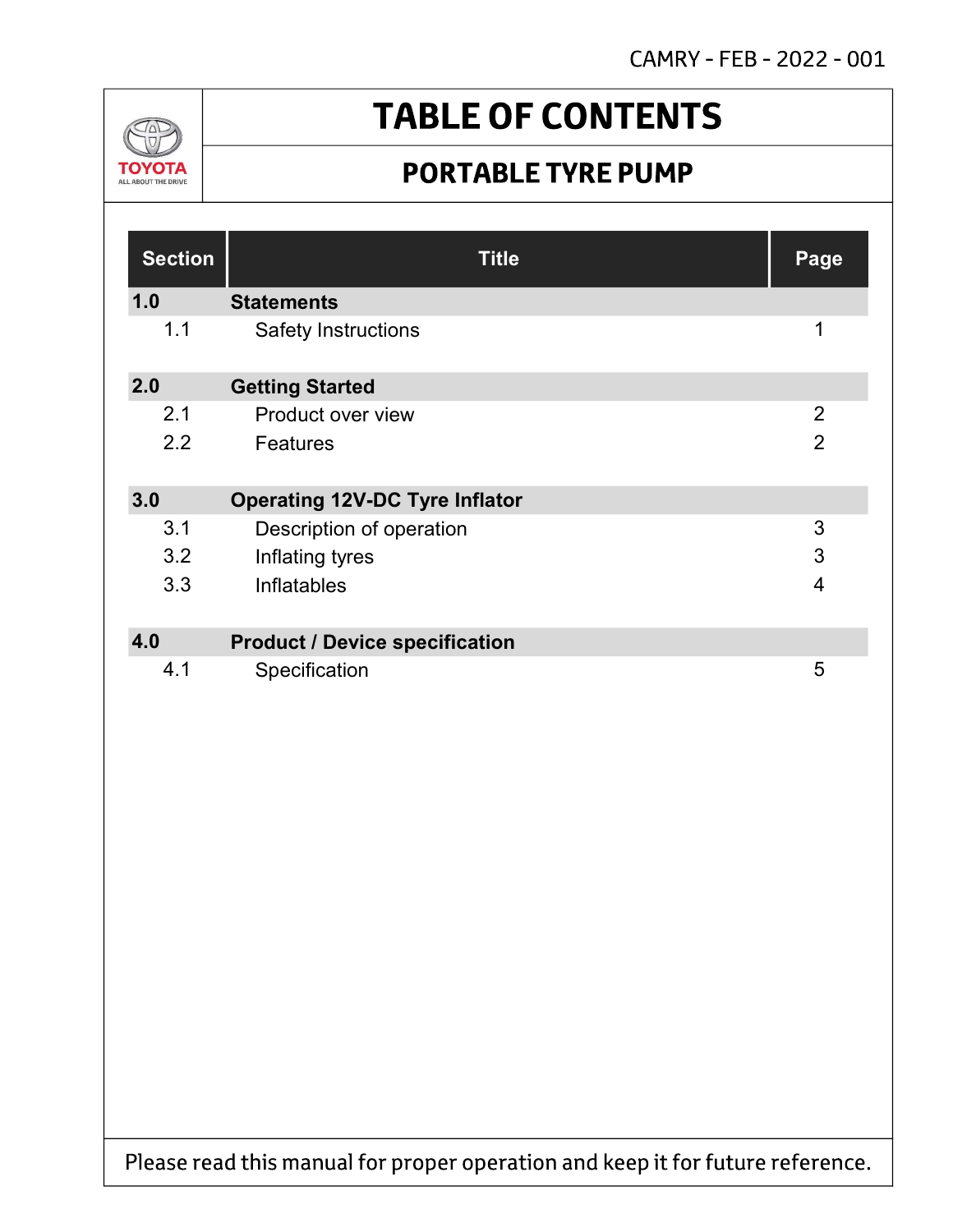CAMRY - FEB - 2022 - 001

TOYOTA
ALL ABOUT THE DRIVE

# TABLE OF CONTENTS

## PORTABLE TYRE PUMP

| Section | Title | Page |
|---|---|---|
| **1.0** | **Statements** | |
| 1.1 | Safety Instructions | 1 |
| **2.0** | **Getting Started** | |
| 2.1 | Product over view | 2 |
| 2.2 | Features | 2 |
| **3.0** | **Operating 12V-DC Tyre Inflator** | |
| 3.1 | Description of operation | 3 |
| 3.2 | Inflating tyres | 3 |
| 3.3 | Inflatables | 4 |
| **4.0** | **Product / Device specification** | |
| 4.1 | Specification | 5 |

Please read this manual for proper operation and keep it for future reference.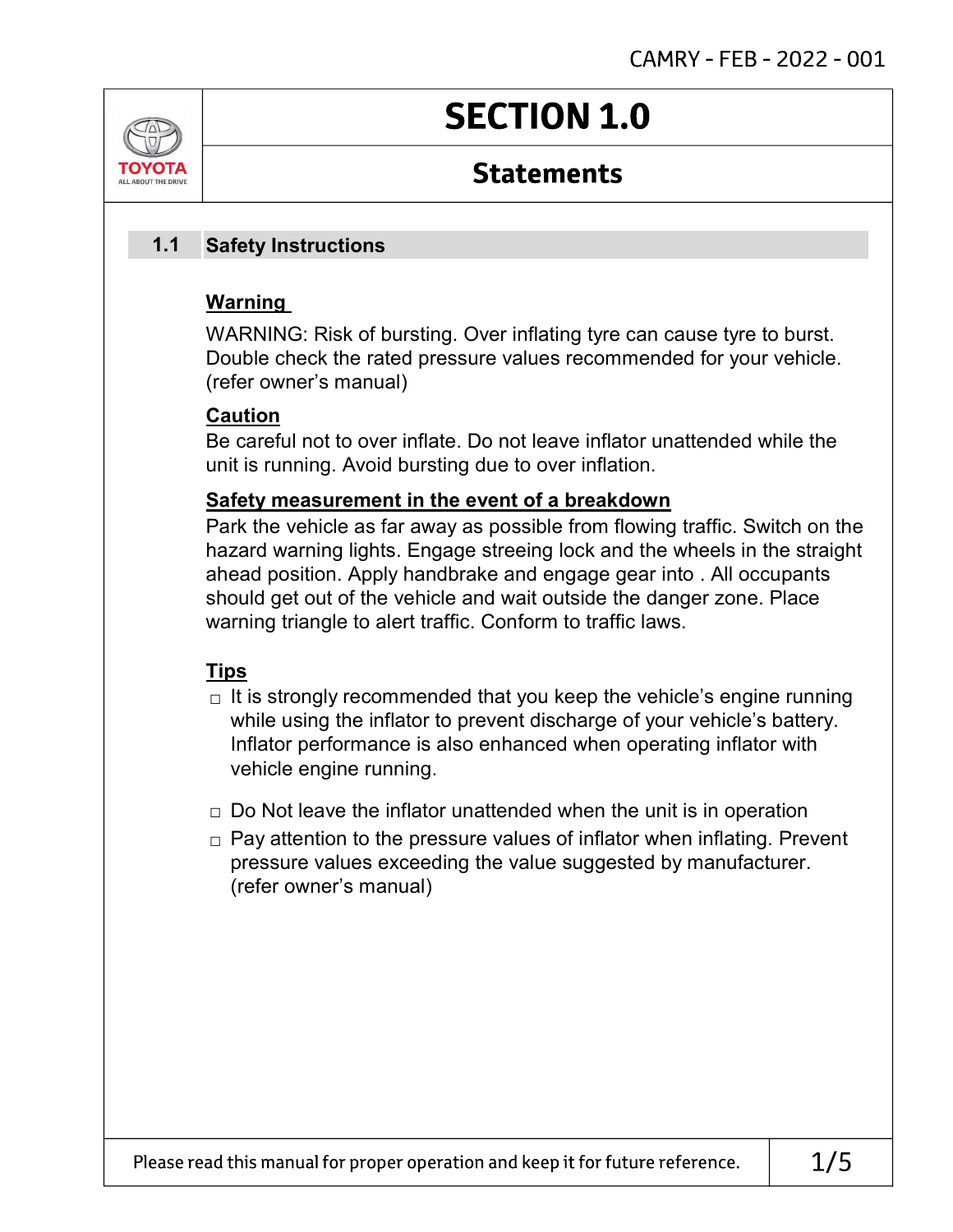# SECTION 1.0

## Statements

### 1.1 Safety Instructions

**Warning**

WARNING: Risk of bursting. Over inflating tyre can cause tyre to burst. Double check the rated pressure values recommended for your vehicle. (refer owner's manual)

**Caution**

Be careful not to over inflate. Do not leave inflator unattended while the unit is running. Avoid bursting due to over inflation.

**Safety measurement in the event of a breakdown**

Park the vehicle as far away as possible from flowing traffic. Switch on the hazard warning lights. Engage streeing lock and the wheels in the straight ahead position. Apply handbrake and engage gear into . All occupants should get out of the vehicle and wait outside the danger zone. Place warning triangle to alert traffic. Conform to traffic laws.

**Tips**

- It is strongly recommended that you keep the vehicle's engine running while using the inflator to prevent discharge of your vehicle's battery. Inflator performance is also enhanced when operating inflator with vehicle engine running.
- Do Not leave the inflator unattended when the unit is in operation
- Pay attention to the pressure values of inflator when inflating. Prevent pressure values exceeding the value suggested by manufacturer. (refer owner's manual)

Please read this manual for proper operation and keep it for future reference.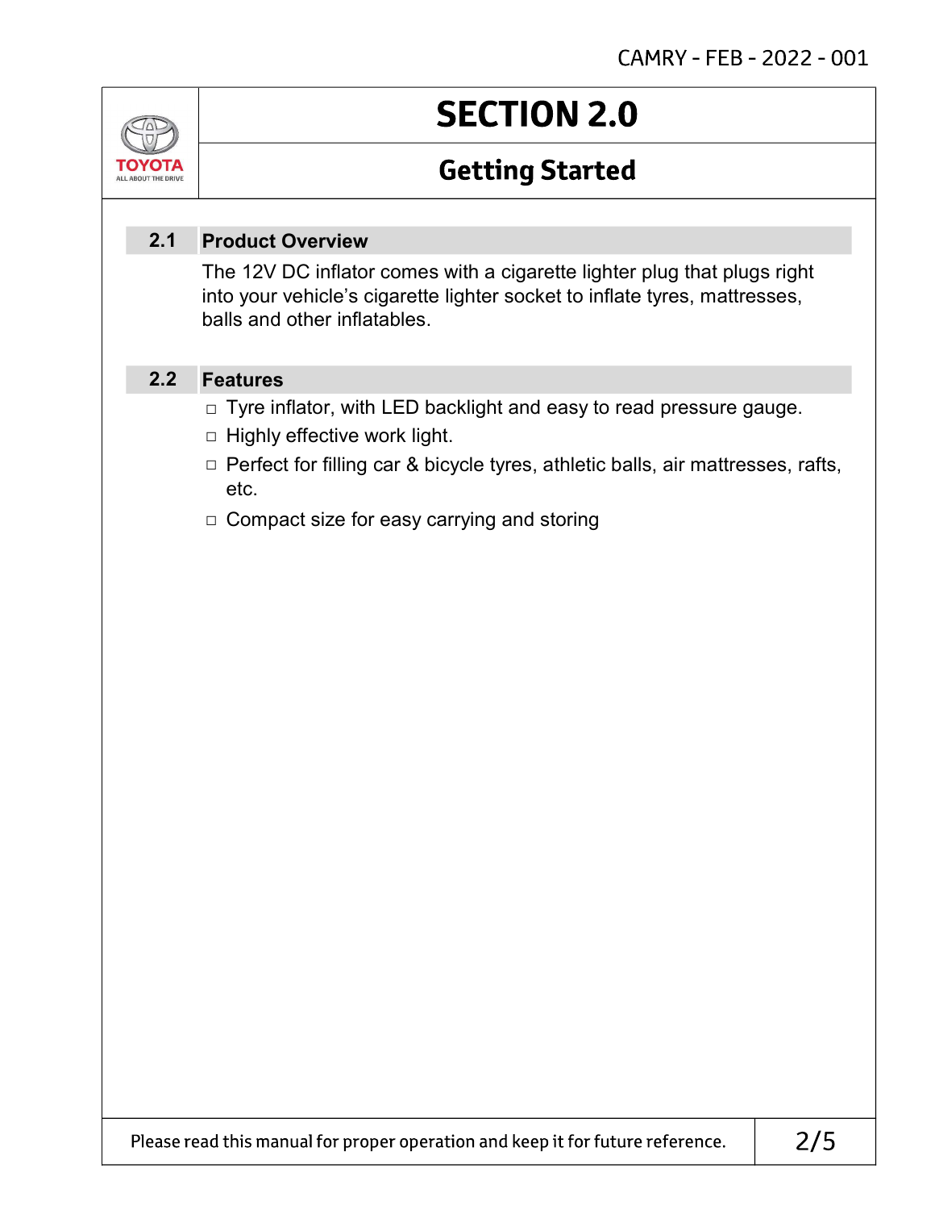# SECTION 2.0

## Getting Started

### 2.1 Product Overview

The 12V DC inflator comes with a cigarette lighter plug that plugs right into your vehicle's cigarette lighter socket to inflate tyres, mattresses, balls and other inflatables.

### 2.2 Features

- Tyre inflator, with LED backlight and easy to read pressure gauge.
- Highly effective work light.
- Perfect for filling car & bicycle tyres, athletic balls, air mattresses, rafts, etc.
- Compact size for easy carrying and storing

Please read this manual for proper operation and keep it for future reference.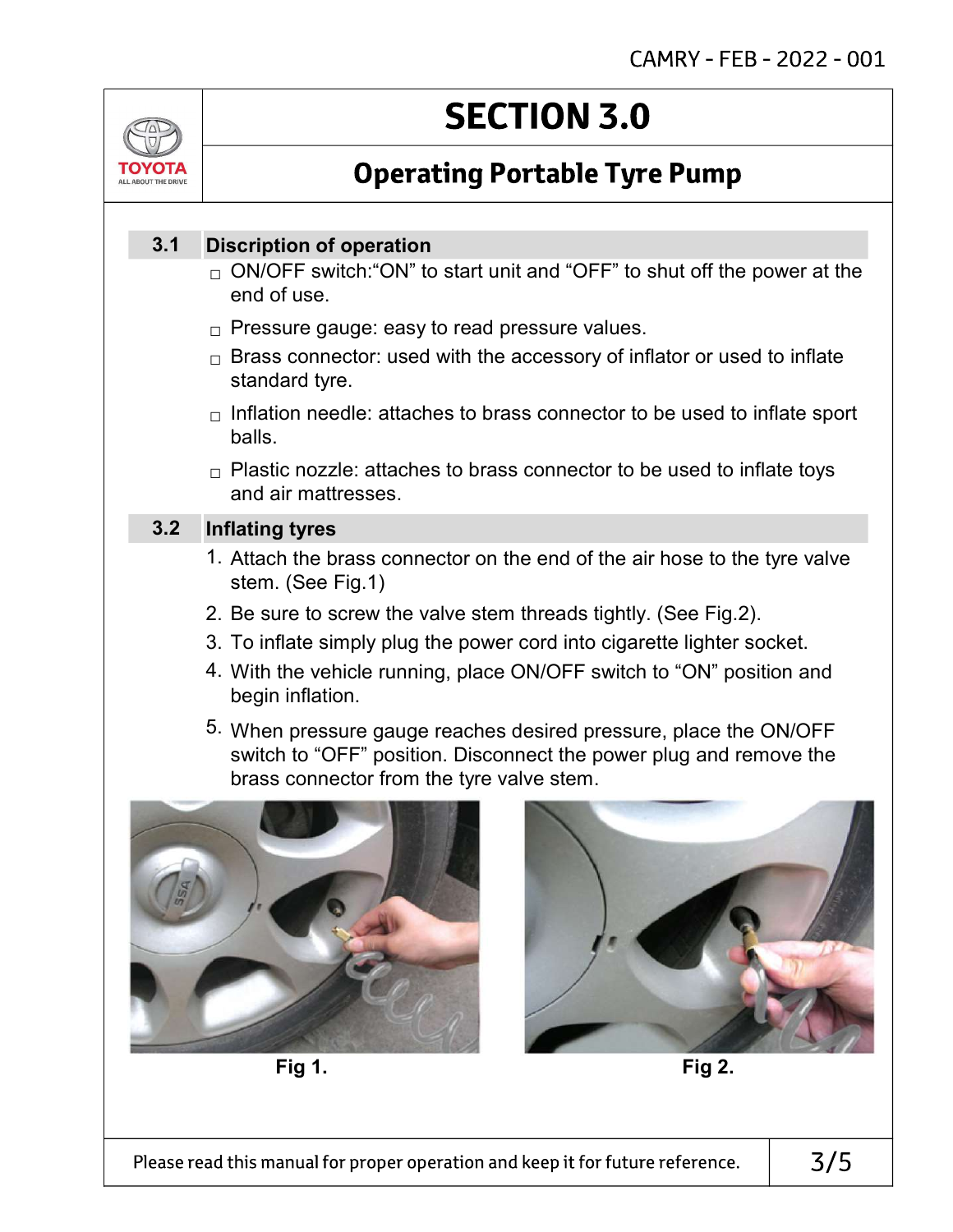# SECTION 3.0

## Operating Portable Tyre Pump

### 3.1 Discription of operation

- ON/OFF switch:"ON" to start unit and "OFF" to shut off the power at the end of use.
- Pressure gauge: easy to read pressure values.
- Brass connector: used with the accessory of inflator or used to inflate standard tyre.
- Inflation needle: attaches to brass connector to be used to inflate sport balls.
- Plastic nozzle: attaches to brass connector to be used to inflate toys and air mattresses.

### 3.2 Inflating tyres

1. Attach the brass connector on the end of the air hose to the tyre valve stem. (See Fig.1)
2. Be sure to screw the valve stem threads tightly. (See Fig.2).
3. To inflate simply plug the power cord into cigarette lighter socket.
4. With the vehicle running, place ON/OFF switch to "ON" position and begin inflation.
5. When pressure gauge reaches desired pressure, place the ON/OFF switch to "OFF" position. Disconnect the power plug and remove the brass connector from the tyre valve stem.

**Fig 1.**

**Fig 2.**

Please read this manual for proper operation and keep it for future reference.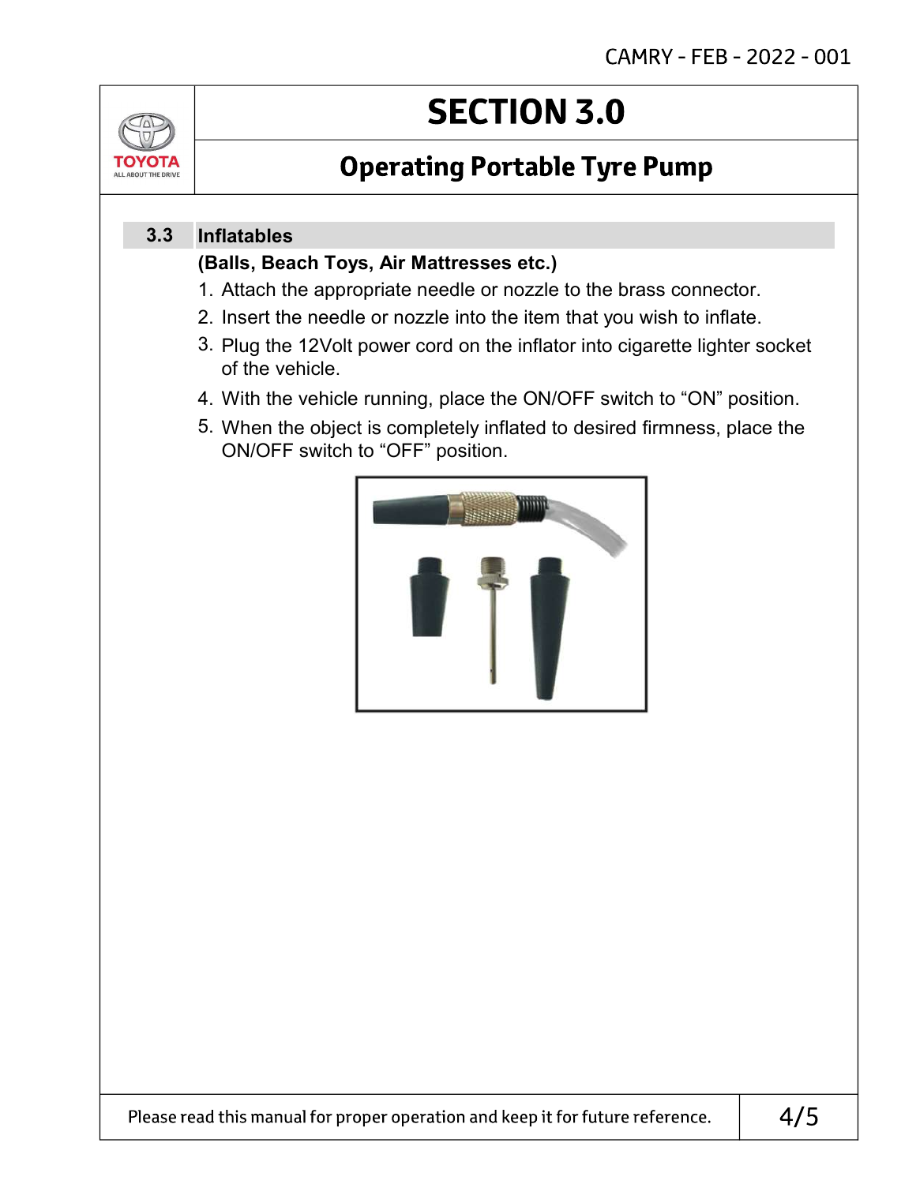# SECTION 3.0

## Operating Portable Tyre Pump

### 3.3 Inflatables

**(Balls, Beach Toys, Air Mattresses etc.)**

1. Attach the appropriate needle or nozzle to the brass connector.
2. Insert the needle or nozzle into the item that you wish to inflate.
3. Plug the 12Volt power cord on the inflator into cigarette lighter socket of the vehicle.
4. With the vehicle running, place the ON/OFF switch to “ON” position.
5. When the object is completely inflated to desired firmness, place the ON/OFF switch to “OFF” position.

Please read this manual for proper operation and keep it for future reference.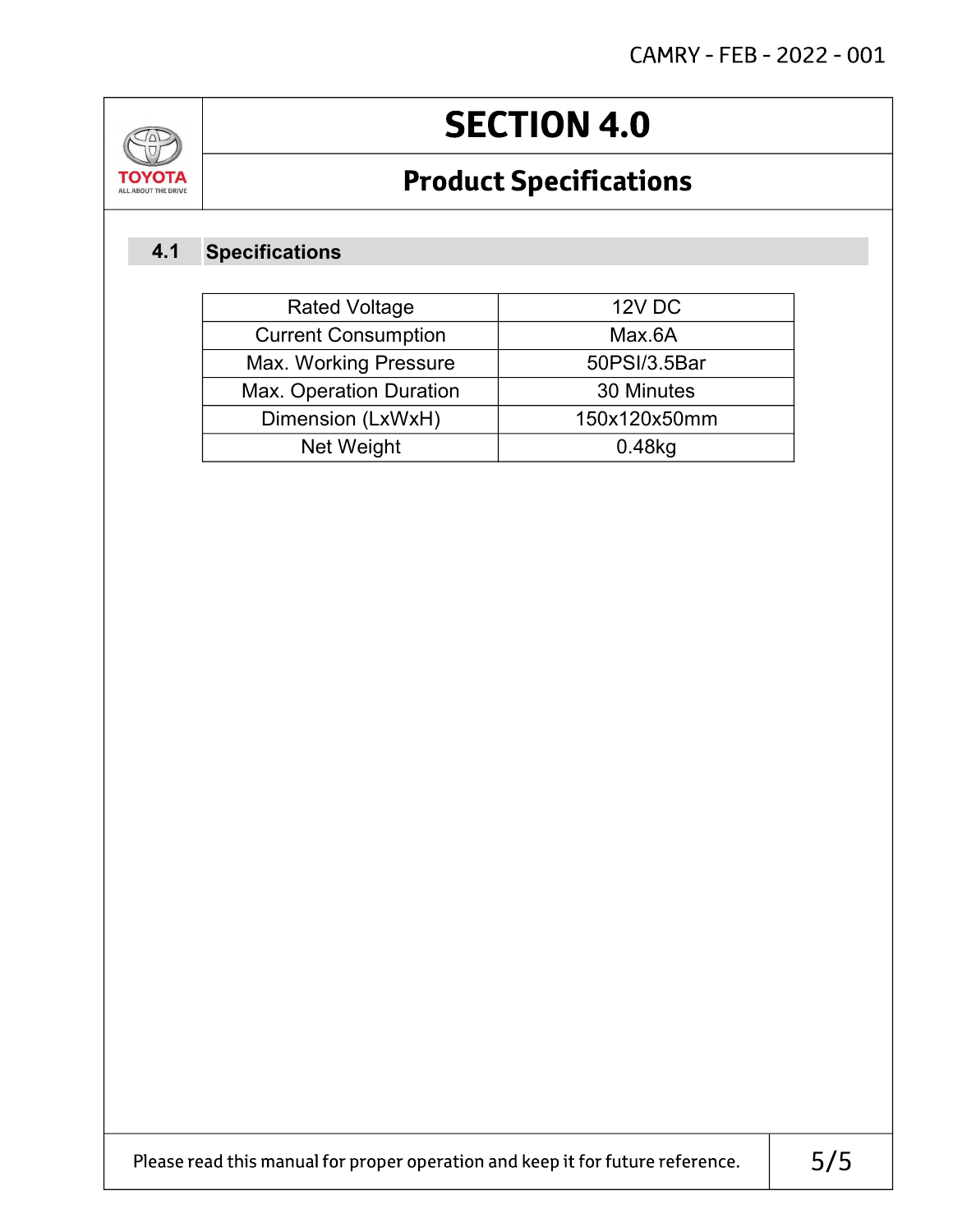# SECTION 4.0

## Product Specifications

### 4.1 Specifications

| | |
|---|---|
| Rated Voltage | 12V DC |
| Current Consumption | Max.6A |
| Max. Working Pressure | 50PSI/3.5Bar |
| Max. Operation Duration | 30 Minutes |
| Dimension (LxWxH) | 150x120x50mm |
| Net Weight | 0.48kg |